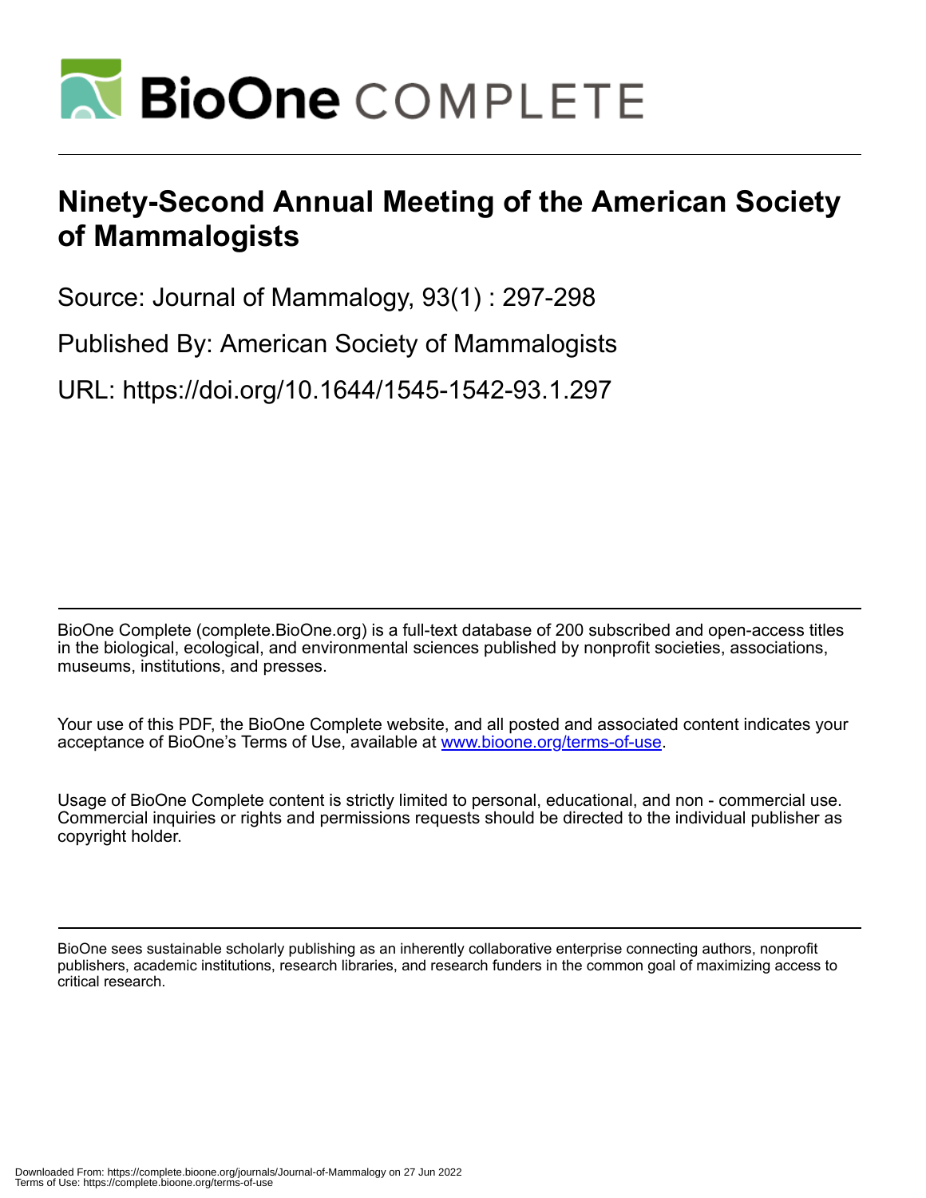BioOne COMPLETE

# Ninety-Second Annual Meeting of the American Society of Mammalogists

Source: Journal of Mammalogy, 93(1) : 297-298

Published By: American Society of Mammalogists

URL: https://doi.org/10.1644/1545-1542-93.1.297

BioOne Complete (complete.BioOne.org) is a full-text database of 200 subscribed and open-access titles in the biological, ecological, and environmental sciences published by nonprofit societies, associations, museums, institutions, and presses.

Your use of this PDF, the BioOne Complete website, and all posted and associated content indicates your acceptance of BioOne's Terms of Use, available at www.bioone.org/terms-of-use.

Usage of BioOne Complete content is strictly limited to personal, educational, and non - commercial use. Commercial inquiries or rights and permissions requests should be directed to the individual publisher as copyright holder.

BioOne sees sustainable scholarly publishing as an inherently collaborative enterprise connecting authors, nonprofit publishers, academic institutions, research libraries, and research funders in the common goal of maximizing access to critical research.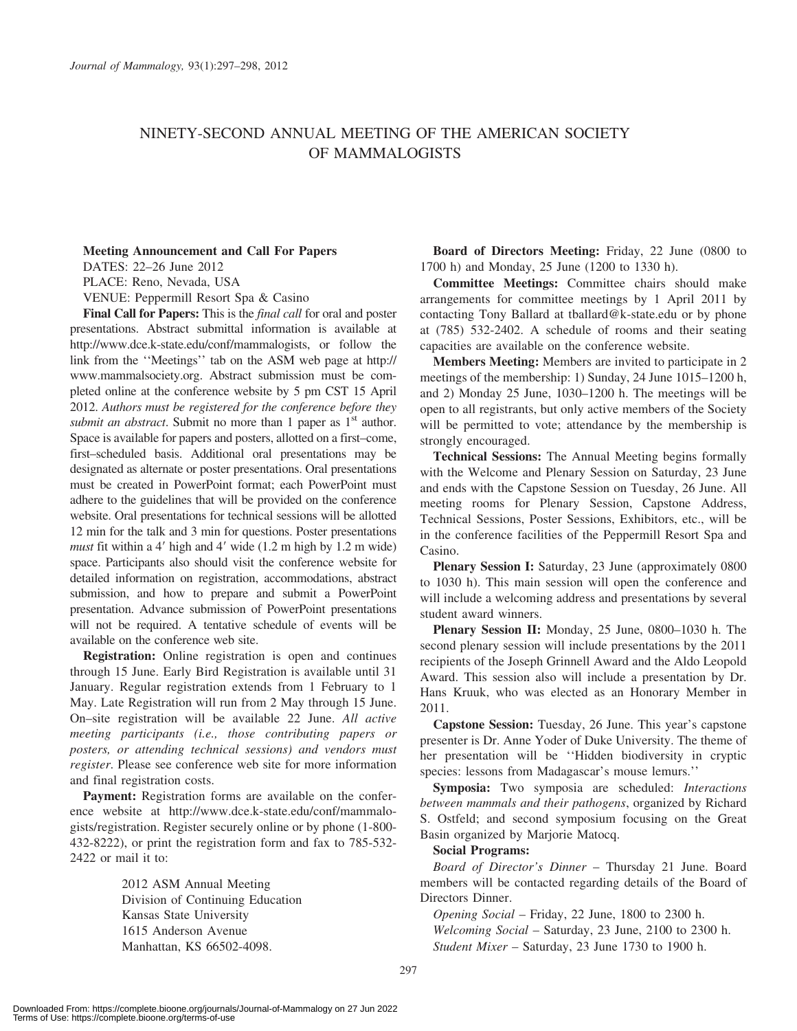# NINETY-SECOND ANNUAL MEETING OF THE AMERICAN SOCIETY OF MAMMALOGISTS

**Meeting Announcement and Call For Papers**

DATES: 22–26 June 2012

PLACE: Reno, Nevada, USA

VENUE: Peppermill Resort Spa & Casino

**Final Call for Papers:** This is the *final call* for oral and poster presentations. Abstract submittal information is available at http://www.dce.k-state.edu/conf/mammalogists, or follow the link from the ''Meetings'' tab on the ASM web page at http://www.mammalsociety.org. Abstract submission must be completed online at the conference website by 5 pm CST 15 April 2012. *Authors must be registered for the conference before they submit an abstract*. Submit no more than 1 paper as 1st author. Space is available for papers and posters, allotted on a first–come, first–scheduled basis. Additional oral presentations may be designated as alternate or poster presentations. Oral presentations must be created in PowerPoint format; each PowerPoint must adhere to the guidelines that will be provided on the conference website. Oral presentations for technical sessions will be allotted 12 min for the talk and 3 min for questions. Poster presentations *must* fit within a 4′ high and 4′ wide (1.2 m high by 1.2 m wide) space. Participants also should visit the conference website for detailed information on registration, accommodations, abstract submission, and how to prepare and submit a PowerPoint presentation. Advance submission of PowerPoint presentations will not be required. A tentative schedule of events will be available on the conference web site.

**Registration:** Online registration is open and continues through 15 June. Early Bird Registration is available until 31 January. Regular registration extends from 1 February to 1 May. Late Registration will run from 2 May through 15 June. On–site registration will be available 22 June. *All active meeting participants (i.e., those contributing papers or posters, or attending technical sessions) and vendors must register*. Please see conference web site for more information and final registration costs.

**Payment:** Registration forms are available on the conference website at http://www.dce.k-state.edu/conf/mammalogists/registration. Register securely online or by phone (1-800-432-8222), or print the registration form and fax to 785-532-2422 or mail it to:

> 2012 ASM Annual Meeting
> Division of Continuing Education
> Kansas State University
> 1615 Anderson Avenue
> Manhattan, KS 66502-4098.

**Board of Directors Meeting:** Friday, 22 June (0800 to 1700 h) and Monday, 25 June (1200 to 1330 h).

**Committee Meetings:** Committee chairs should make arrangements for committee meetings by 1 April 2011 by contacting Tony Ballard at tballard@k-state.edu or by phone at (785) 532-2402. A schedule of rooms and their seating capacities are available on the conference website.

**Members Meeting:** Members are invited to participate in 2 meetings of the membership: 1) Sunday, 24 June 1015–1200 h, and 2) Monday 25 June, 1030–1200 h. The meetings will be open to all registrants, but only active members of the Society will be permitted to vote; attendance by the membership is strongly encouraged.

**Technical Sessions:** The Annual Meeting begins formally with the Welcome and Plenary Session on Saturday, 23 June and ends with the Capstone Session on Tuesday, 26 June. All meeting rooms for Plenary Session, Capstone Address, Technical Sessions, Poster Sessions, Exhibitors, etc., will be in the conference facilities of the Peppermill Resort Spa and Casino.

**Plenary Session I:** Saturday, 23 June (approximately 0800 to 1030 h). This main session will open the conference and will include a welcoming address and presentations by several student award winners.

**Plenary Session II:** Monday, 25 June, 0800–1030 h. The second plenary session will include presentations by the 2011 recipients of the Joseph Grinnell Award and the Aldo Leopold Award. This session also will include a presentation by Dr. Hans Kruuk, who was elected as an Honorary Member in 2011.

**Capstone Session:** Tuesday, 26 June. This year's capstone presenter is Dr. Anne Yoder of Duke University. The theme of her presentation will be ''Hidden biodiversity in cryptic species: lessons from Madagascar's mouse lemurs.''

**Symposia:** Two symposia are scheduled: *Interactions between mammals and their pathogens*, organized by Richard S. Ostfeld; and second symposium focusing on the Great Basin organized by Marjorie Matocq.

**Social Programs:**

*Board of Director's Dinner* – Thursday 21 June. Board members will be contacted regarding details of the Board of Directors Dinner.

*Opening Social* – Friday, 22 June, 1800 to 2300 h.

*Welcoming Social* – Saturday, 23 June, 2100 to 2300 h.

*Student Mixer* – Saturday, 23 June 1730 to 1900 h.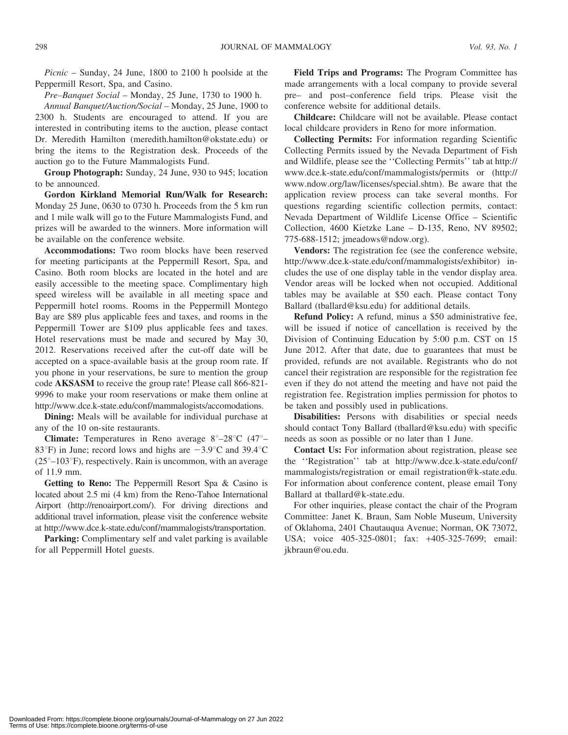*Picnic* – Sunday, 24 June, 1800 to 2100 h poolside at the Peppermill Resort, Spa, and Casino.

*Pre–Banquet Social* – Monday, 25 June, 1730 to 1900 h.

*Annual Banquet/Auction/Social* – Monday, 25 June, 1900 to 2300 h. Students are encouraged to attend. If you are interested in contributing items to the auction, please contact Dr. Meredith Hamilton (meredith.hamilton@okstate.edu) or bring the items to the Registration desk. Proceeds of the auction go to the Future Mammalogists Fund.

**Group Photograph:** Sunday, 24 June, 930 to 945; location to be announced.

**Gordon Kirkland Memorial Run/Walk for Research:** Monday 25 June, 0630 to 0730 h. Proceeds from the 5 km run and 1 mile walk will go to the Future Mammalogists Fund, and prizes will be awarded to the winners. More information will be available on the conference website.

**Accommodations:** Two room blocks have been reserved for meeting participants at the Peppermill Resort, Spa, and Casino. Both room blocks are located in the hotel and are easily accessible to the meeting space. Complimentary high speed wireless will be available in all meeting space and Peppermill hotel rooms. Rooms in the Peppermill Montego Bay are $89 plus applicable fees and taxes, and rooms in the Peppermill Tower are $109 plus applicable fees and taxes. Hotel reservations must be made and secured by May 30, 2012. Reservations received after the cut-off date will be accepted on a space-available basis at the group room rate. If you phone in your reservations, be sure to mention the group code **AKSASM** to receive the group rate! Please call 866-821-9996 to make your room reservations or make them online at http://www.dce.k-state.edu/conf/mammalogists/accomodations.

**Dining:** Meals will be available for individual purchase at any of the 10 on-site restaurants.

**Climate:** Temperatures in Reno average 8°–28°C (47°–83°F) in June; record lows and highs are −3.9°C and 39.4°C (25°–103°F), respectively. Rain is uncommon, with an average of 11.9 mm.

**Getting to Reno:** The Peppermill Resort Spa & Casino is located about 2.5 mi (4 km) from the Reno-Tahoe International Airport (http://renoairport.com/). For driving directions and additional travel information, please visit the conference website at http://www.dce.k-state.edu/conf/mammalogists/transportation.

**Parking:** Complimentary self and valet parking is available for all Peppermill Hotel guests.

**Field Trips and Programs:** The Program Committee has made arrangements with a local company to provide several pre– and post–conference field trips. Please visit the conference website for additional details.

**Childcare:** Childcare will not be available. Please contact local childcare providers in Reno for more information.

**Collecting Permits:** For information regarding Scientific Collecting Permits issued by the Nevada Department of Fish and Wildlife, please see the ''Collecting Permits'' tab at http://www.dce.k-state.edu/conf/mammalogists/permits or (http://www.ndow.org/law/licenses/special.shtm). Be aware that the application review process can take several months. For questions regarding scientific collection permits, contact: Nevada Department of Wildlife License Office – Scientific Collection, 4600 Kietzke Lane – D-135, Reno, NV 89502; 775-688-1512; jmeadows@ndow.org).

**Vendors:** The registration fee (see the conference website, http://www.dce.k-state.edu/conf/mammalogists/exhibitor) includes the use of one display table in the vendor display area. Vendor areas will be locked when not occupied. Additional tables may be available at $50 each. Please contact Tony Ballard (tballard@ksu.edu) for additional details.

**Refund Policy:** A refund, minus a $50 administrative fee, will be issued if notice of cancellation is received by the Division of Continuing Education by 5:00 p.m. CST on 15 June 2012. After that date, due to guarantees that must be provided, refunds are not available. Registrants who do not cancel their registration are responsible for the registration fee even if they do not attend the meeting and have not paid the registration fee. Registration implies permission for photos to be taken and possibly used in publications.

**Disabilities:** Persons with disabilities or special needs should contact Tony Ballard (tballard@ksu.edu) with specific needs as soon as possible or no later than 1 June.

**Contact Us:** For information about registration, please see the ''Registration'' tab at http://www.dce.k-state.edu/conf/mammalogists/registration or email registration@k-state.edu. For information about conference content, please email Tony Ballard at tballard@k-state.edu.

For other inquiries, please contact the chair of the Program Committee: Janet K. Braun, Sam Noble Museum, University of Oklahoma, 2401 Chautauqua Avenue; Norman, OK 73072, USA; voice 405-325-0801; fax: +405-325-7699; email: jkbraun@ou.edu.